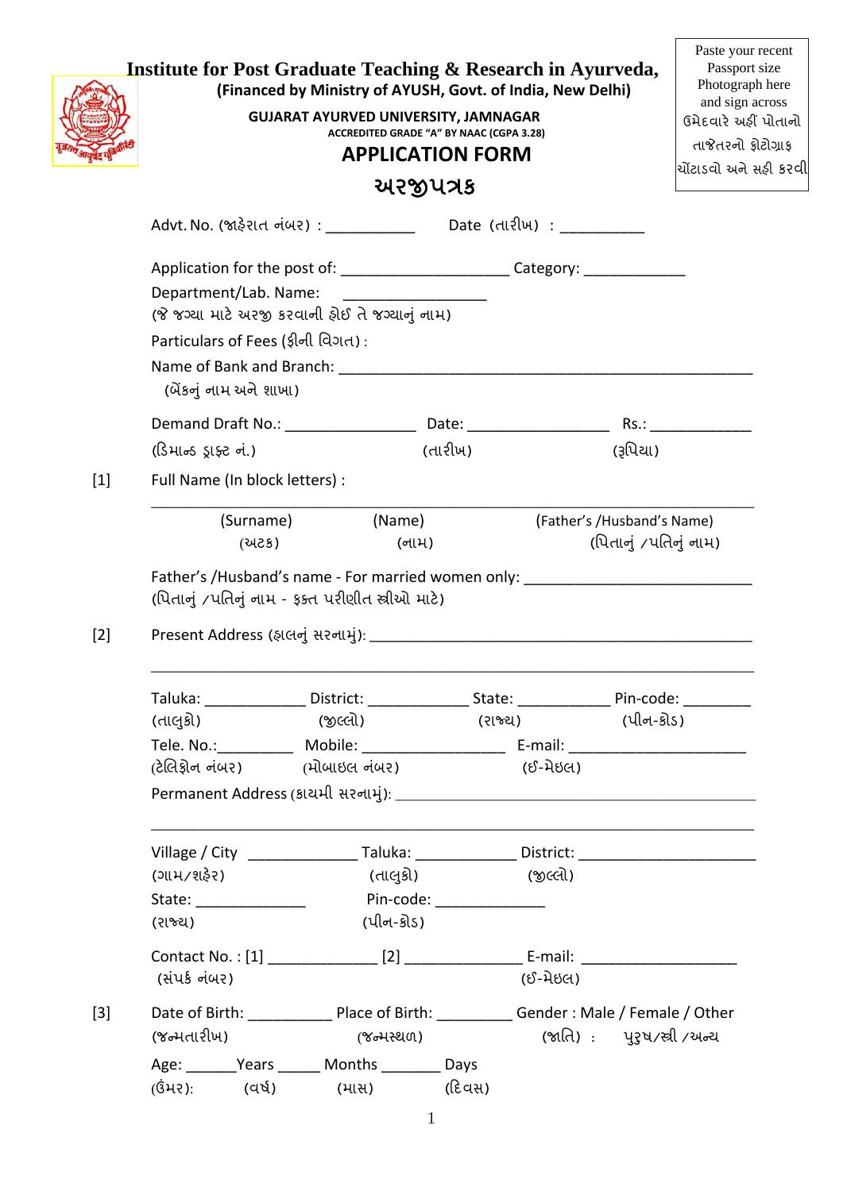# Institute for Post Graduate Teaching & Research in Ayurveda,

**(Financed by Ministry of AYUSH, Govt. of India, New Delhi)**

**GUJARAT AYURVED UNIVERSITY, JAMNAGAR**

**ACCREDITED GRADE "A" BY NAAC (CGPA 3.28)**

## APPLICATION FORM

## અરજીપત્રક

Paste your recent Passport size Photograph here and sign across
ઉમેદવારે અહીં પોતાનો તાજેતરનો ફોટોગ્રાફ ચોંટાડવો અને સહી કરવી

Advt. No. (જાહેરાત નંબર) : __________ Date (તારીખ) : __________

Application for the post of: ____________________ Category: ____________

Department/Lab. Name: _________________
(જે જગ્યા માટે અરજી કરવાની હોઈ તે જગ્યાનું નામ)

Particulars of Fees (ફીની વિગત) :

Name of Bank and Branch: __________________________________________________
(બેંકનું નામ અને શાખા)

Demand Draft No.: _______________ Date: ________________ Rs.: ____________
(ડિમાન્ડ ડ્રાફ્ટ નં.) (તારીખ) (રૂપિયા)

[1] Full Name (In block letters) :

______________________________________________________________________

(Surname) (Name) (Father's /Husband's Name)
(અટક) (નામ) (પિતાનું /પતિનું નામ)

Father's /Husband's name - For married women only: __________________________
(પિતાનું /પતિનું નામ - ફક્ત પરીણીત સ્ત્રીઓ માટે)

[2] Present Address (હાલનું સરનામું): _____________________________________________

______________________________________________________________________

Taluka: ___________ District: ____________ State: ___________ Pin-code: ________
(તાલુકો) (જીલ્લો) (રાજ્ય) (પીન-કોડ)

Tele. No.:_________ Mobile: ________________ E-mail: _____________________
(ટેલિફોન નંબર) (મોબાઇલ નંબર) (ઈ-મેઇલ)

Permanent Address (કાયમી સરનામું): ___________________________________________

______________________________________________________________________

Village / City _____________ Taluka: ____________ District: _____________________
(ગામ/શહેર) (તાલુકો) (જીલ્લો)

State: _____________ Pin-code: _____________
(રાજ્ય) (પીન-કોડ)

Contact No. : [1] _____________ [2] ______________ E-mail: __________________
(સંપર્ક નંબર) (ઈ-મેઇલ)

[3] Date of Birth: __________ Place of Birth: _________ Gender : Male / Female / Other
(જન્મતારીખ) (જન્મસ્થળ) (જાતિ) : પુરુષ/સ્ત્રી /અન્ય

Age: ______Years _____ Months _______ Days
(ઉંમર): (વર્ષ) (માસ) (દિવસ)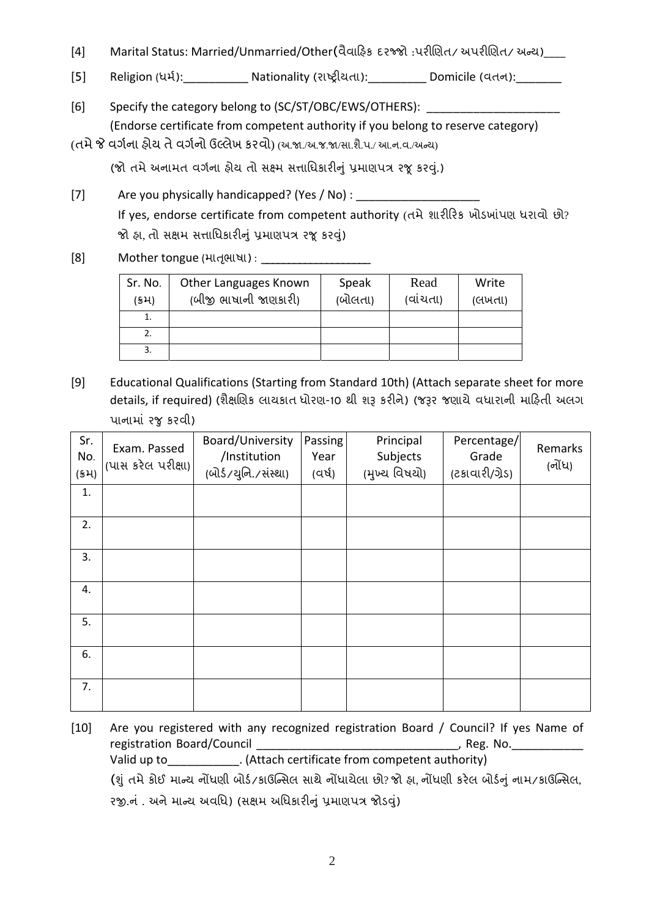[4] Marital Status: Married/Unmarried/Other(વૈવાહિક દરજ્જો :પરીણિત/ અપરીણિત/ અન્ય)\_\_\_\_

[5] Religion (ધર્મ):\_\_\_\_\_\_\_\_\_\_ Nationality (રાષ્ટ્રીયતા):\_\_\_\_\_\_\_\_\_ Domicile (વતન):\_\_\_\_\_\_\_

[6] Specify the category belong to (SC/ST/OBC/EWS/OTHERS): \_\_\_\_\_\_\_\_\_\_\_\_\_\_\_\_\_\_\_\_\_
(Endorse certificate from competent authority if you belong to reserve category)
(તમે જે વર્ગના હોય તે વર્ગનો ઉલ્લેખ કરવો) (અ.જા./અ.જ.જા/સા.શૈ.પ./ આ.ન.વ./અન્ય)
(જો તમે અનામત વર્ગના હોય તો સક્ષમ સત્તાધિકારીનું પ્રમાણપત્ર રજૂ કરવું.)

[7] Are you physically handicapped? (Yes / No) : \_\_\_\_\_\_\_\_\_\_\_\_\_\_\_\_\_\_\_
If yes, endorse certificate from competent authority (તમે શારીરિક ખોડખાંપણ ધરાવો છો? જો હા, તો સક્ષમ સત્તાધિકારીનું પ્રમાણપત્ર રજૂ કરવું)

[8] Mother tongue (માતૃભાષા) : \_\_\_\_\_\_\_\_\_\_\_\_\_\_\_\_\_

| Sr. No. (ક્રમ) | Other Languages Known (બીજી ભાષાની જાણકારી) | Speak (બોલતા) | Read (વાંચતા) | Write (લખતા) |
|---|---|---|---|---|
| 1. | | | | |
| 2. | | | | |
| 3. | | | | |

[9] Educational Qualifications (Starting from Standard 10th) (Attach separate sheet for more details, if required) (શૈક્ષણિક લાયકાત ધોરણ-10 થી શરૂ કરીને) (જરૂર જણાયે વધારાની માહિતી અલગ પાનામાં રજુ કરવી)

| Sr. No. (ક્રમ) | Exam. Passed (પાસ કરેલ પરીક્ષા) | Board/University /Institution (બોર્ડ/યુનિ./સંસ્થા) | Passing Year (વર્ષ) | Principal Subjects (મુખ્ય વિષયો) | Percentage/ Grade (ટકાવારી/ગ્રેડ) | Remarks (નોંધ) |
|---|---|---|---|---|---|---|
| 1. | | | | | | |
| 2. | | | | | | |
| 3. | | | | | | |
| 4. | | | | | | |
| 5. | | | | | | |
| 6. | | | | | | |
| 7. | | | | | | |

[10] Are you registered with any recognized registration Board / Council? If yes Name of registration Board/Council \_\_\_\_\_\_\_\_\_\_\_\_\_\_\_\_\_\_\_\_\_\_\_\_\_\_\_\_\_\_\_\_, Reg. No.\_\_\_\_\_\_\_\_\_\_\_
Valid up to\_\_\_\_\_\_\_\_\_\_\_. (Attach certificate from competent authority)
(શું તમે કોઈ માન્ય નોંધણી બોર્ડ/કાઉન્સિલ સાથે નોંધાયેલા છો? જો હા, નોંધણી કરેલ બોર્ડનું નામ/કાઉન્સિલ, રજી.નં . અને માન્ય અવધિ) (સક્ષમ અધિકારીનું પ્રમાણપત્ર જોડવું)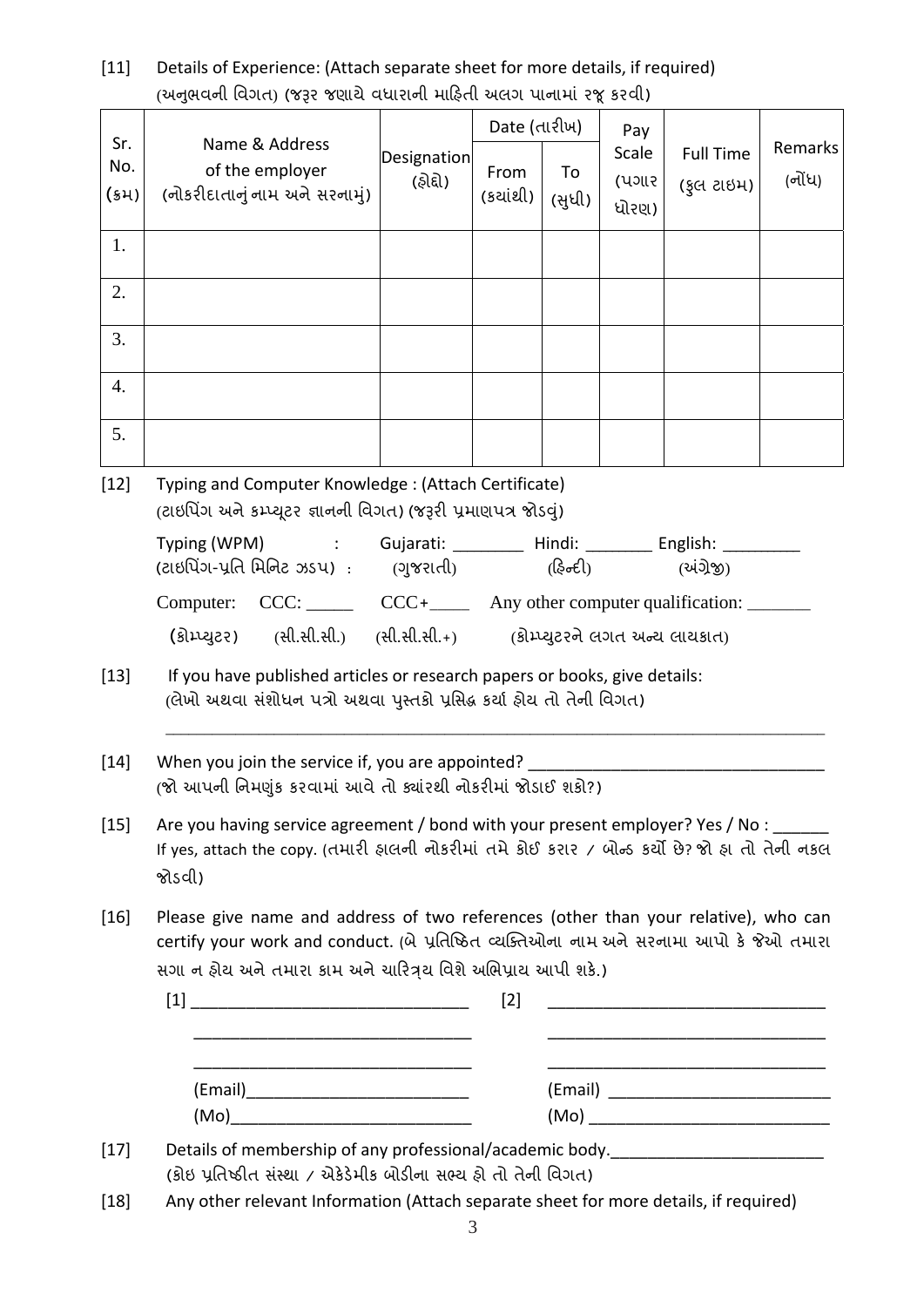[11] Details of Experience: (Attach separate sheet for more details, if required)
(અનુભવની વિગત) (જરૂર જણાયે વધારાની માહિતી અલગ પાનામાં રજૂ કરવી)

| Sr. No. (ક્રમ) | Name & Address of the employer (નોકરીદાતાનું નામ અને સરનામું) | Designation (હોદ્દો) | Date (તારીખ) | | Pay Scale (પગાર ધોરણ) | Full Time (ફુલ ટાઇમ) | Remarks (નોંધ) |
|---|---|---|---|---|---|---|---|
| | | | From (ક્યાંથી) | To (સુધી) | | | |
| 1. | | | | | | | |
| 2. | | | | | | | |
| 3. | | | | | | | |
| 4. | | | | | | | |
| 5. | | | | | | | |

[12] Typing and Computer Knowledge : (Attach Certificate)
(ટાઇપિંગ અને કમ્પ્યૂટર જ્ઞાનની વિગત) (જરૂરી પ્રમાણપત્ર જોડવું)

Typing (WPM) : Gujarati: ________ Hindi: ________ English: _________
(ટાઇપિંગ-પ્રતિ મિનિટ ઝડપ) : (ગુજરાતી) (હિન્દી) (અંગ્રેજી)

Computer: CCC: _____ CCC+_____ Any other computer qualification: _______
(કોમ્પ્યુટર) (સી.સી.સી.) (સી.સી.સી.+) (કોમ્પ્યુટરને લગત અન્ય લાયકાત)

[13] If you have published articles or research papers or books, give details:
(લેખો અથવા સંશોધન પત્રો અથવા પુસ્તકો પ્રસિદ્ધ કર્યા હોય તો તેની વિગત)

_______________________________________________________________________________

[14] When you join the service if, you are appointed? ________________________________
(જો આપની નિમણુંક કરવામાં આવે તો ક્યાંરથી નોકરીમાં જોડાઈ શકો?)

[15] Are you having service agreement / bond with your present employer? Yes / No : ______
If yes, attach the copy. (તમારી હાલની નોકરીમાં તમે કોઈ કરાર / બોન્ડ કર્યો છે? જો હા તો તેની નકલ જોડવી)

[16] Please give name and address of two references (other than your relative), who can certify your work and conduct. (બે પ્રતિષ્ઠિત વ્યક્તિઓના નામ અને સરનામા આપો કે જેઓ તમારા સગા ન હોય અને તમારા કામ અને ચારિત્ર્ય વિશે અભિપ્રાય આપી શકે.)

[1] ______________________________ [2] ______________________________
______________________________ ______________________________
______________________________ ______________________________
(Email)________________________ (Email) ________________________
(Mo)__________________________ (Mo) __________________________

[17] Details of membership of any professional/academic body.________________________
(કોઇ પ્રતિષ્ઠીત સંસ્થા / એકેડેમીક બોડીના સભ્ય હો તો તેની વિગત)

[18] Any other relevant Information (Attach separate sheet for more details, if required)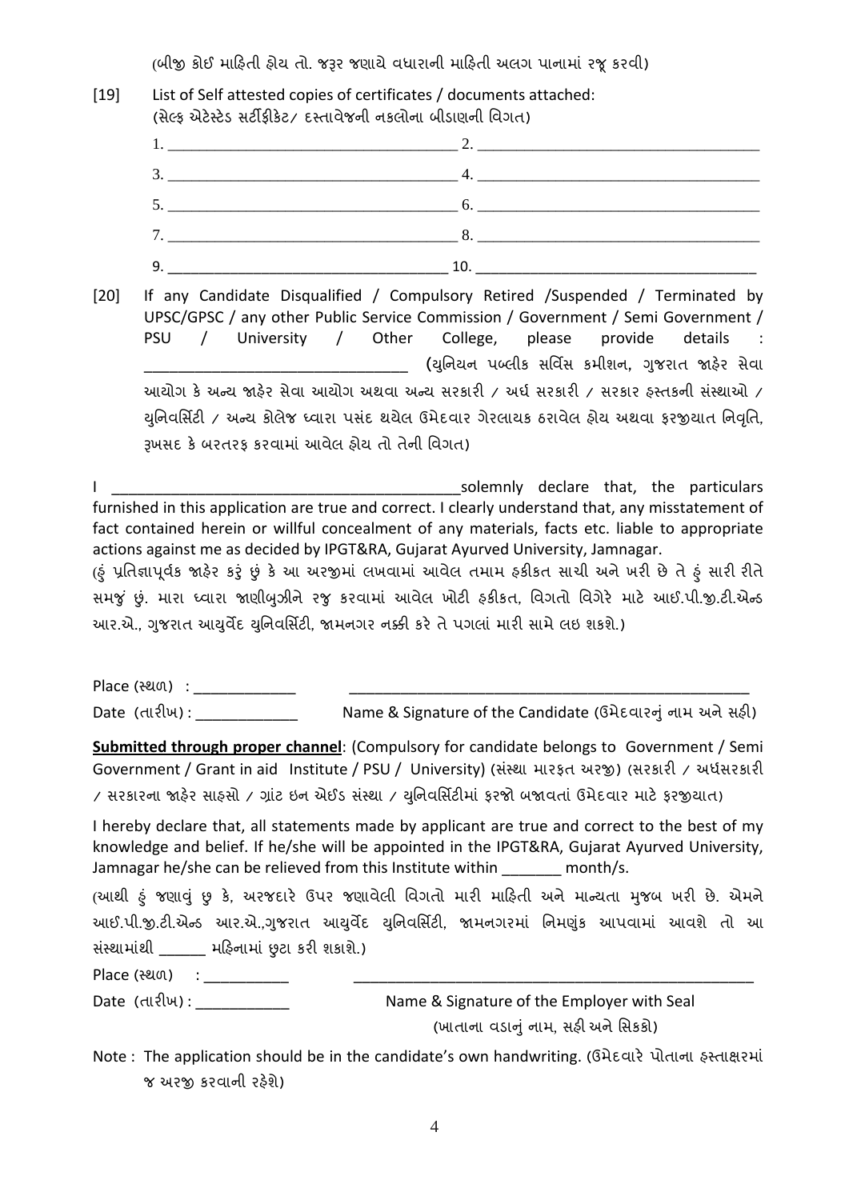(બીજી કોઈ માહિતી હોય તો. જરૂર જણાયે વધારાની માહિતી અલગ પાનામાં રજૂ કરવી)

[19] List of Self attested copies of certificates / documents attached:
(સેલ્ફ એટેસ્ટેડ સર્ટીફીકેટ/ દસ્તાવેજની નકલોના બીડાણની વિગત)

1. ______________________ 2. ______________________

3. ______________________ 4. ______________________

5. ______________________ 6. ______________________

7. ______________________ 8. ______________________

9. ______________________ 10. ______________________

[20] If any Candidate Disqualified / Compulsory Retired /Suspended / Terminated by UPSC/GPSC / any other Public Service Commission / Government / Semi Government / PSU / University / Other College, please provide details : ______________________ (યુનિયન પબ્લીક સર્વિસ કમીશન, ગુજરાત જાહેર સેવા આયોગ કે અન્ય જાહેર સેવા આયોગ અથવા અન્ય સરકારી / અર્ધ સરકારી / સરકાર હસ્તકની સંસ્થાઓ / યુનિવર્સિટી / અન્ય કોલેજ ધ્વારા પસંદ થયેલ ઉમેદવાર ગેરલાયક ઠરાવેલ હોય અથવા ફરજીયાત નિવૃતિ, રૂખસદ કે બરતરફ કરવામાં આવેલ હોય તો તેની વિગત)

I ______________________ solemnly declare that, the particulars furnished in this application are true and correct. I clearly understand that, any misstatement of fact contained herein or willful concealment of any materials, facts etc. liable to appropriate actions against me as decided by IPGT&RA, Gujarat Ayurved University, Jamnagar.
(હું પ્રતિજ્ઞાપૂર્વક જાહેર કરૂં છું કે આ અરજીમાં લખવામાં આવેલ તમામ હકીકત સાચી અને ખરી છે તે હું સારી રીતે સમજું છું. મારા ધ્વારા જાણીબુઝીને રજુ કરવામાં આવેલ ખોટી હકીકત, વિગતો વિગેરે માટે આઈ.પી.જી.ટી.એન્ડ આર.એ., ગુજરાત આયુર્વેદ યુનિવર્સિટી, જામનગર નક્કી કરે તે પગલાં મારી સામે લઇ શકશે.)

Place (સ્થળ) : ____________

Date (તારીખ) : ____________

______________________
Name & Signature of the Candidate (ઉમેદવારનું નામ અને સહી)

**Submitted through proper channel**: (Compulsory for candidate belongs to Government / Semi Government / Grant in aid Institute / PSU / University) (સંસ્થા મારફત અરજી) (સરકારી / અર્ધસરકારી / સરકારના જાહેર સાહસો / ગ્રાંટ ઇન એઈડ સંસ્થા / યુનિવર્સિટીમાં ફરજો બજાવતાં ઉમેદવાર માટે ફરજીયાત)

I hereby declare that, all statements made by applicant are true and correct to the best of my knowledge and belief. If he/she will be appointed in the IPGT&RA, Gujarat Ayurved University, Jamnagar he/she can be relieved from this Institute within _______ month/s.

(આથી હું જણાવું છુ કે, અરજદારે ઉપર જણાવેલી વિગતો મારી માહિતી અને માન્યતા મુજબ ખરી છે. એમને આઈ.પી.જી.ટી.એન્ડ આર.એ.,ગુજરાત આયુર્વેદ યુનિવર્સિટી, જામનગરમાં નિમણુંક આપવામાં આવશે તો આ સંસ્થામાંથી ______ મહિનામાં છુટા કરી શકાશે.)

Place (સ્થળ) : __________

Date (તારીખ) : ___________

______________________
Name & Signature of the Employer with Seal
(ખાતાના વડાનું નામ, સહી અને સિકકો)

Note : The application should be in the candidate's own handwriting. (ઉમેદવારે પોતાના હસ્તાક્ષરમાં જ અરજી કરવાની રહેશે)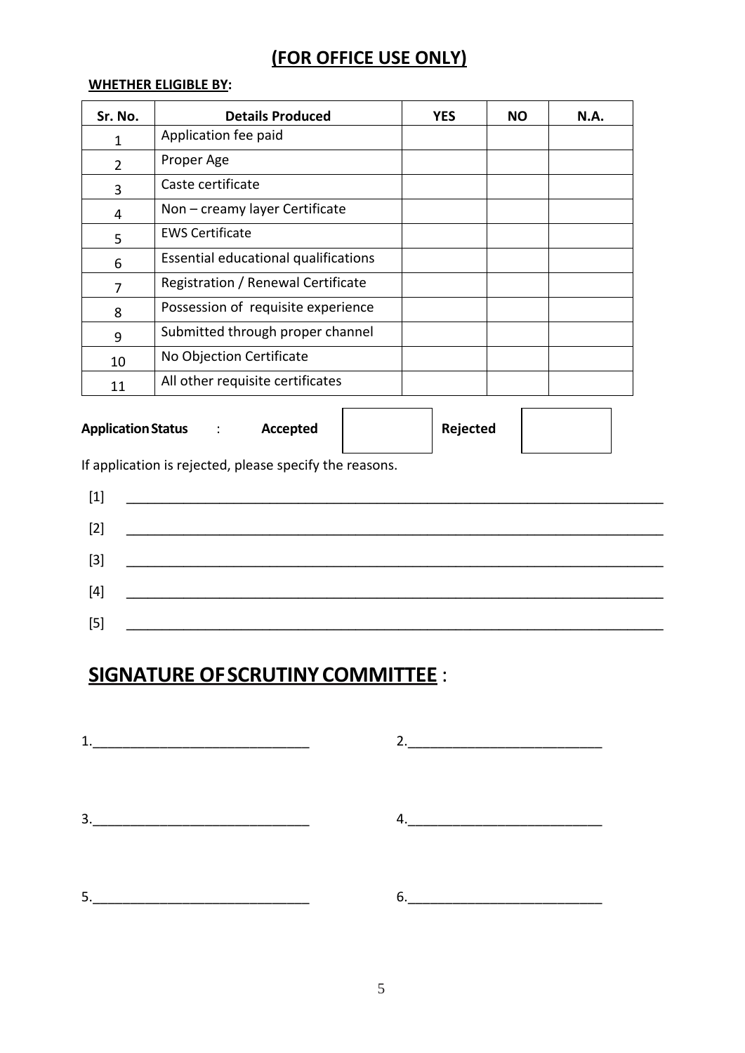## (FOR OFFICE USE ONLY)

**WHETHER ELIGIBLE BY:**

| Sr. No. | Details Produced | YES | NO | N.A. |
|---|---|---|---|---|
| 1 | Application fee paid | | | |
| 2 | Proper Age | | | |
| 3 | Caste certificate | | | |
| 4 | Non – creamy layer Certificate | | | |
| 5 | EWS Certificate | | | |
| 6 | Essential educational qualifications | | | |
| 7 | Registration / Renewal Certificate | | | |
| 8 | Possession of requisite experience | | | |
| 9 | Submitted through proper channel | | | |
| 10 | No Objection Certificate | | | |
| 11 | All other requisite certificates | | | |

**Application Status** : **Accepted** [ ] **Rejected** [ ]

If application is rejected, please specify the reasons.

[1] ______________________________________________________________________

[2] ______________________________________________________________________

[3] ______________________________________________________________________

[4] ______________________________________________________________________

[5] ______________________________________________________________________

## SIGNATURE OF SCRUTINY COMMITTEE :

1.____________________________ 2.__________________________

3.____________________________ 4.__________________________

5.____________________________ 6.__________________________